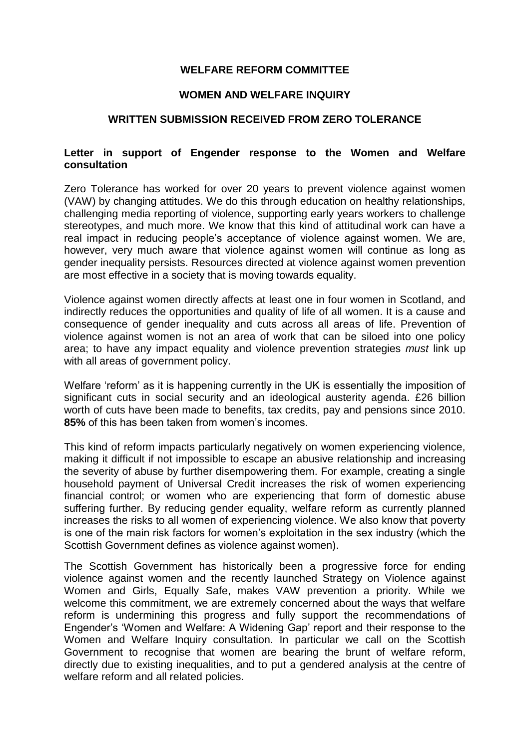**WELFARE REFORM COMMITTEE**

**WOMEN AND WELFARE INQUIRY**

**WRITTEN SUBMISSION RECEIVED FROM ZERO TOLERANCE**

**Letter in support of Engender response to the Women and Welfare consultation**

Zero Tolerance has worked for over 20 years to prevent violence against women (VAW) by changing attitudes. We do this through education on healthy relationships, challenging media reporting of violence, supporting early years workers to challenge stereotypes, and much more. We know that this kind of attitudinal work can have a real impact in reducing people's acceptance of violence against women. We are, however, very much aware that violence against women will continue as long as gender inequality persists. Resources directed at violence against women prevention are most effective in a society that is moving towards equality.

Violence against women directly affects at least one in four women in Scotland, and indirectly reduces the opportunities and quality of life of all women. It is a cause and consequence of gender inequality and cuts across all areas of life. Prevention of violence against women is not an area of work that can be siloed into one policy area; to have any impact equality and violence prevention strategies *must* link up with all areas of government policy.

Welfare 'reform' as it is happening currently in the UK is essentially the imposition of significant cuts in social security and an ideological austerity agenda. £26 billion worth of cuts have been made to benefits, tax credits, pay and pensions since 2010. **85%** of this has been taken from women's incomes.

This kind of reform impacts particularly negatively on women experiencing violence, making it difficult if not impossible to escape an abusive relationship and increasing the severity of abuse by further disempowering them. For example, creating a single household payment of Universal Credit increases the risk of women experiencing financial control; or women who are experiencing that form of domestic abuse suffering further. By reducing gender equality, welfare reform as currently planned increases the risks to all women of experiencing violence. We also know that poverty is one of the main risk factors for women's exploitation in the sex industry (which the Scottish Government defines as violence against women).

The Scottish Government has historically been a progressive force for ending violence against women and the recently launched Strategy on Violence against Women and Girls, Equally Safe, makes VAW prevention a priority. While we welcome this commitment, we are extremely concerned about the ways that welfare reform is undermining this progress and fully support the recommendations of Engender's 'Women and Welfare: A Widening Gap' report and their response to the Women and Welfare Inquiry consultation. In particular we call on the Scottish Government to recognise that women are bearing the brunt of welfare reform, directly due to existing inequalities, and to put a gendered analysis at the centre of welfare reform and all related policies.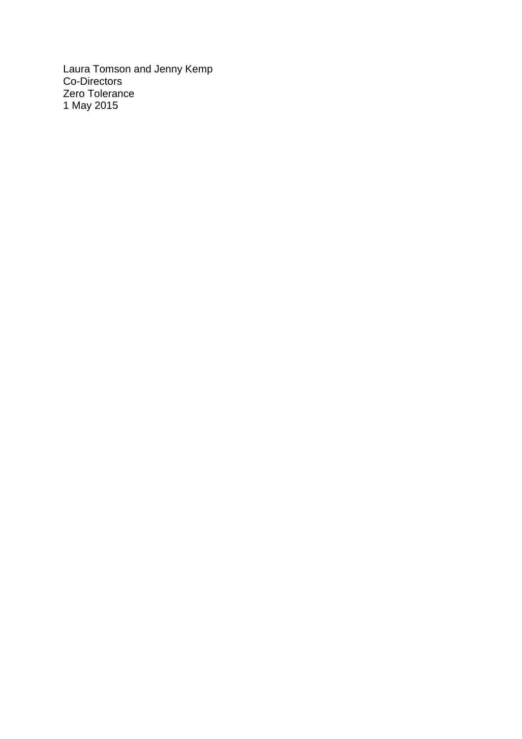Laura Tomson and Jenny Kemp
Co-Directors
Zero Tolerance
1 May 2015